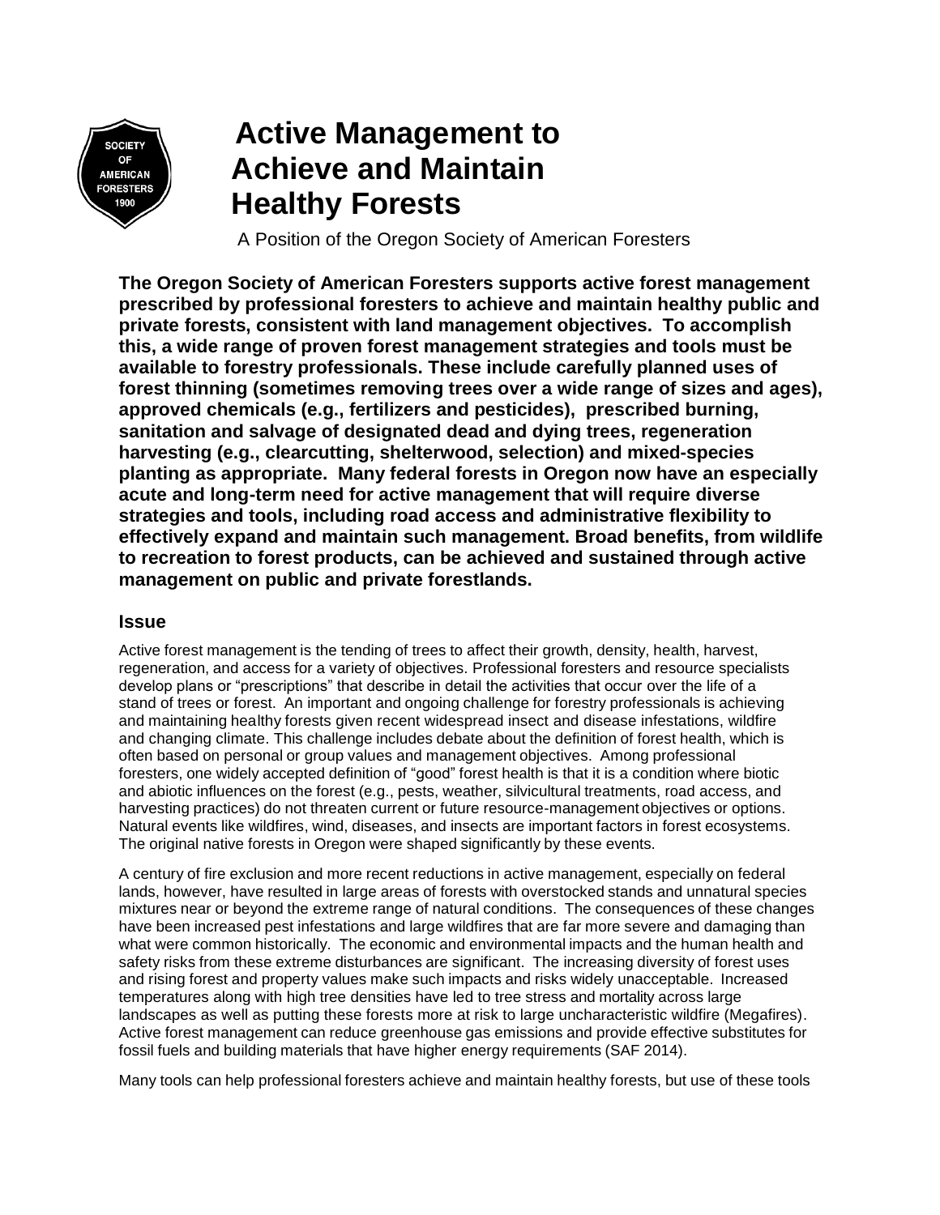# Active Management to Achieve and Maintain Healthy Forests

A Position of the Oregon Society of American Foresters

**The Oregon Society of American Foresters supports active forest management prescribed by professional foresters to achieve and maintain healthy public and private forests, consistent with land management objectives. To accomplish this, a wide range of proven forest management strategies and tools must be available to forestry professionals. These include carefully planned uses of forest thinning (sometimes removing trees over a wide range of sizes and ages), approved chemicals (e.g., fertilizers and pesticides), prescribed burning, sanitation and salvage of designated dead and dying trees, regeneration harvesting (e.g., clearcutting, shelterwood, selection) and mixed-species planting as appropriate. Many federal forests in Oregon now have an especially acute and long-term need for active management that will require diverse strategies and tools, including road access and administrative flexibility to effectively expand and maintain such management. Broad benefits, from wildlife to recreation to forest products, can be achieved and sustained through active management on public and private forestlands.**

## Issue

Active forest management is the tending of trees to affect their growth, density, health, harvest, regeneration, and access for a variety of objectives. Professional foresters and resource specialists develop plans or "prescriptions" that describe in detail the activities that occur over the life of a stand of trees or forest. An important and ongoing challenge for forestry professionals is achieving and maintaining healthy forests given recent widespread insect and disease infestations, wildfire and changing climate. This challenge includes debate about the definition of forest health, which is often based on personal or group values and management objectives. Among professional foresters, one widely accepted definition of "good" forest health is that it is a condition where biotic and abiotic influences on the forest (e.g., pests, weather, silvicultural treatments, road access, and harvesting practices) do not threaten current or future resource-management objectives or options. Natural events like wildfires, wind, diseases, and insects are important factors in forest ecosystems. The original native forests in Oregon were shaped significantly by these events.

A century of fire exclusion and more recent reductions in active management, especially on federal lands, however, have resulted in large areas of forests with overstocked stands and unnatural species mixtures near or beyond the extreme range of natural conditions. The consequences of these changes have been increased pest infestations and large wildfires that are far more severe and damaging than what were common historically. The economic and environmental impacts and the human health and safety risks from these extreme disturbances are significant. The increasing diversity of forest uses and rising forest and property values make such impacts and risks widely unacceptable. Increased temperatures along with high tree densities have led to tree stress and mortality across large landscapes as well as putting these forests more at risk to large uncharacteristic wildfire (Megafires). Active forest management can reduce greenhouse gas emissions and provide effective substitutes for fossil fuels and building materials that have higher energy requirements (SAF 2014).

Many tools can help professional foresters achieve and maintain healthy forests, but use of these tools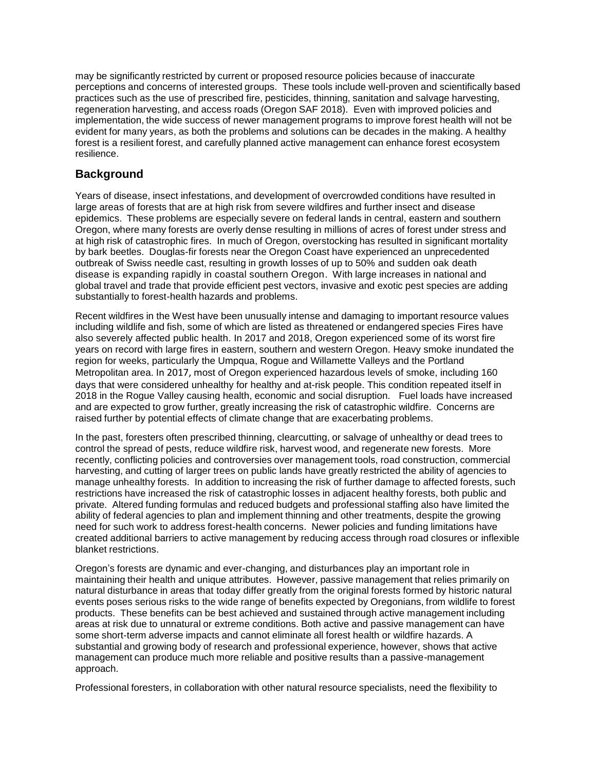may be significantly restricted by current or proposed resource policies because of inaccurate perceptions and concerns of interested groups. These tools include well-proven and scientifically based practices such as the use of prescribed fire, pesticides, thinning, sanitation and salvage harvesting, regeneration harvesting, and access roads (Oregon SAF 2018). Even with improved policies and implementation, the wide success of newer management programs to improve forest health will not be evident for many years, as both the problems and solutions can be decades in the making. A healthy forest is a resilient forest, and carefully planned active management can enhance forest ecosystem resilience.

## Background

Years of disease, insect infestations, and development of overcrowded conditions have resulted in large areas of forests that are at high risk from severe wildfires and further insect and disease epidemics. These problems are especially severe on federal lands in central, eastern and southern Oregon, where many forests are overly dense resulting in millions of acres of forest under stress and at high risk of catastrophic fires. In much of Oregon, overstocking has resulted in significant mortality by bark beetles. Douglas-fir forests near the Oregon Coast have experienced an unprecedented outbreak of Swiss needle cast, resulting in growth losses of up to 50% and sudden oak death disease is expanding rapidly in coastal southern Oregon. With large increases in national and global travel and trade that provide efficient pest vectors, invasive and exotic pest species are adding substantially to forest-health hazards and problems.

Recent wildfires in the West have been unusually intense and damaging to important resource values including wildlife and fish, some of which are listed as threatened or endangered species Fires have also severely affected public health. In 2017 and 2018, Oregon experienced some of its worst fire years on record with large fires in eastern, southern and western Oregon. Heavy smoke inundated the region for weeks, particularly the Umpqua, Rogue and Willamette Valleys and the Portland Metropolitan area. In 2017, most of Oregon experienced hazardous levels of smoke, including 160 days that were considered unhealthy for healthy and at-risk people. This condition repeated itself in 2018 in the Rogue Valley causing health, economic and social disruption. Fuel loads have increased and are expected to grow further, greatly increasing the risk of catastrophic wildfire. Concerns are raised further by potential effects of climate change that are exacerbating problems.

In the past, foresters often prescribed thinning, clearcutting, or salvage of unhealthy or dead trees to control the spread of pests, reduce wildfire risk, harvest wood, and regenerate new forests. More recently, conflicting policies and controversies over management tools, road construction, commercial harvesting, and cutting of larger trees on public lands have greatly restricted the ability of agencies to manage unhealthy forests. In addition to increasing the risk of further damage to affected forests, such restrictions have increased the risk of catastrophic losses in adjacent healthy forests, both public and private. Altered funding formulas and reduced budgets and professional staffing also have limited the ability of federal agencies to plan and implement thinning and other treatments, despite the growing need for such work to address forest-health concerns. Newer policies and funding limitations have created additional barriers to active management by reducing access through road closures or inflexible blanket restrictions.

Oregon's forests are dynamic and ever-changing, and disturbances play an important role in maintaining their health and unique attributes. However, passive management that relies primarily on natural disturbance in areas that today differ greatly from the original forests formed by historic natural events poses serious risks to the wide range of benefits expected by Oregonians, from wildlife to forest products. These benefits can be best achieved and sustained through active management including areas at risk due to unnatural or extreme conditions. Both active and passive management can have some short-term adverse impacts and cannot eliminate all forest health or wildfire hazards. A substantial and growing body of research and professional experience, however, shows that active management can produce much more reliable and positive results than a passive-management approach.

Professional foresters, in collaboration with other natural resource specialists, need the flexibility to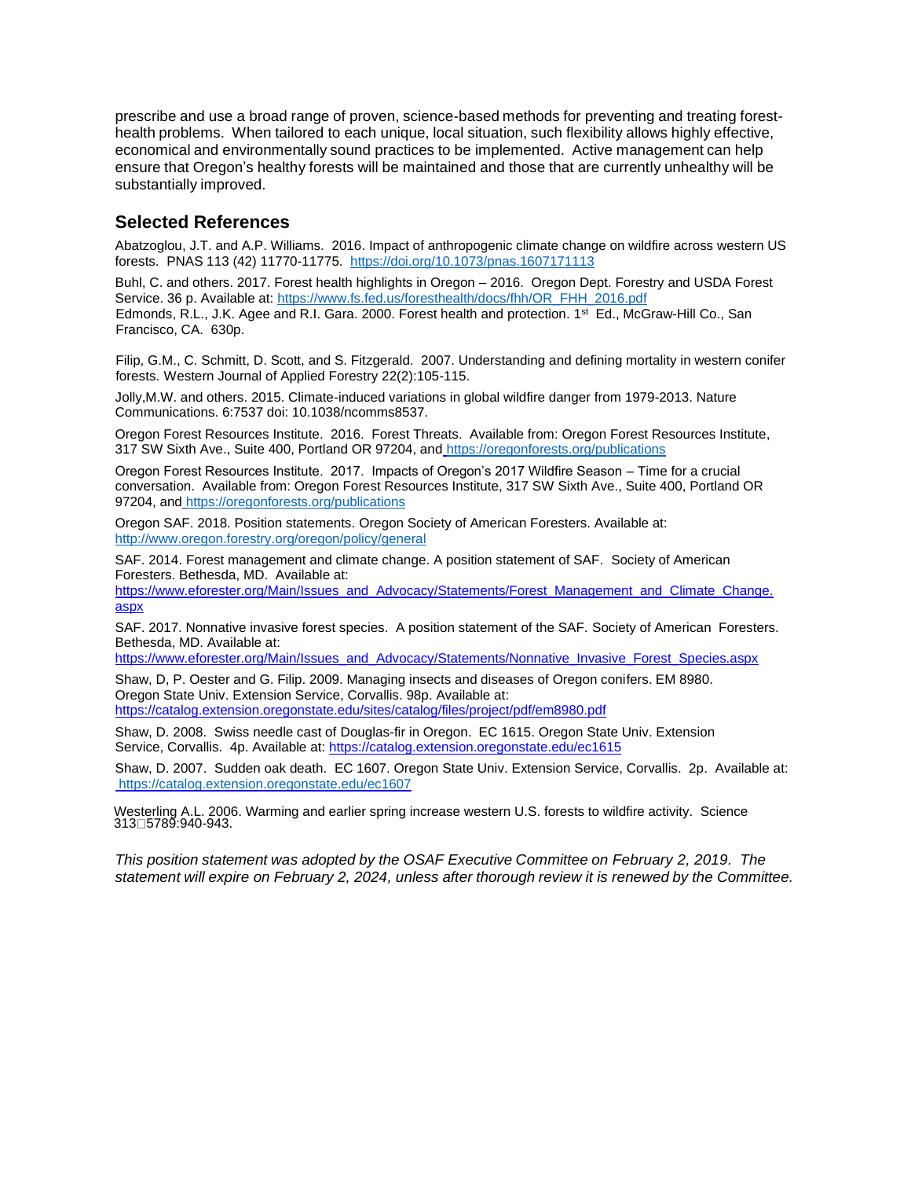prescribe and use a broad range of proven, science-based methods for preventing and treating forest-health problems. When tailored to each unique, local situation, such flexibility allows highly effective, economical and environmentally sound practices to be implemented. Active management can help ensure that Oregon's healthy forests will be maintained and those that are currently unhealthy will be substantially improved.

## Selected References

Abatzoglou, J.T. and A.P. Williams. 2016. Impact of anthropogenic climate change on wildfire across western US forests. PNAS 113 (42) 11770-11775. https://doi.org/10.1073/pnas.1607171113

Buhl, C. and others. 2017. Forest health highlights in Oregon – 2016. Oregon Dept. Forestry and USDA Forest Service. 36 p. Available at: https://www.fs.fed.us/foresthealth/docs/fhh/OR_FHH_2016.pdf

Edmonds, R.L., J.K. Agee and R.I. Gara. 2000. Forest health and protection. 1st Ed., McGraw-Hill Co., San Francisco, CA. 630p.

Filip, G.M., C. Schmitt, D. Scott, and S. Fitzgerald. 2007. Understanding and defining mortality in western conifer forests. Western Journal of Applied Forestry 22(2):105-115.

Jolly,M.W. and others. 2015. Climate-induced variations in global wildfire danger from 1979-2013. Nature Communications. 6:7537 doi: 10.1038/ncomms8537.

Oregon Forest Resources Institute. 2016. Forest Threats. Available from: Oregon Forest Resources Institute, 317 SW Sixth Ave., Suite 400, Portland OR 97204, and https://oregonforests.org/publications

Oregon Forest Resources Institute. 2017. Impacts of Oregon's 2017 Wildfire Season – Time for a crucial conversation. Available from: Oregon Forest Resources Institute, 317 SW Sixth Ave., Suite 400, Portland OR 97204, and https://oregonforests.org/publications

Oregon SAF. 2018. Position statements. Oregon Society of American Foresters. Available at: http://www.oregon.forestry.org/oregon/policy/general

SAF. 2014. Forest management and climate change. A position statement of SAF. Society of American Foresters. Bethesda, MD. Available at: https://www.eforester.org/Main/Issues_and_Advocacy/Statements/Forest_Management_and_Climate_Change.aspx

SAF. 2017. Nonnative invasive forest species. A position statement of the SAF. Society of American Foresters. Bethesda, MD. Available at: https://www.eforester.org/Main/Issues_and_Advocacy/Statements/Nonnative_Invasive_Forest_Species.aspx

Shaw, D, P. Oester and G. Filip. 2009. Managing insects and diseases of Oregon conifers. EM 8980. Oregon State Univ. Extension Service, Corvallis. 98p. Available at: https://catalog.extension.oregonstate.edu/sites/catalog/files/project/pdf/em8980.pdf

Shaw, D. 2008. Swiss needle cast of Douglas-fir in Oregon. EC 1615. Oregon State Univ. Extension Service, Corvallis. 4p. Available at: https://catalog.extension.oregonstate.edu/ec1615

Shaw, D. 2007. Sudden oak death. EC 1607. Oregon State Univ. Extension Service, Corvallis. 2p. Available at: https://catalog.extension.oregonstate.edu/ec1607

Westerling A.L. 2006. Warming and earlier spring increase western U.S. forests to wildfire activity. Science 313□5789:940-943.

*This position statement was adopted by the OSAF Executive Committee on February 2, 2019. The statement will expire on February 2, 2024, unless after thorough review it is renewed by the Committee.*